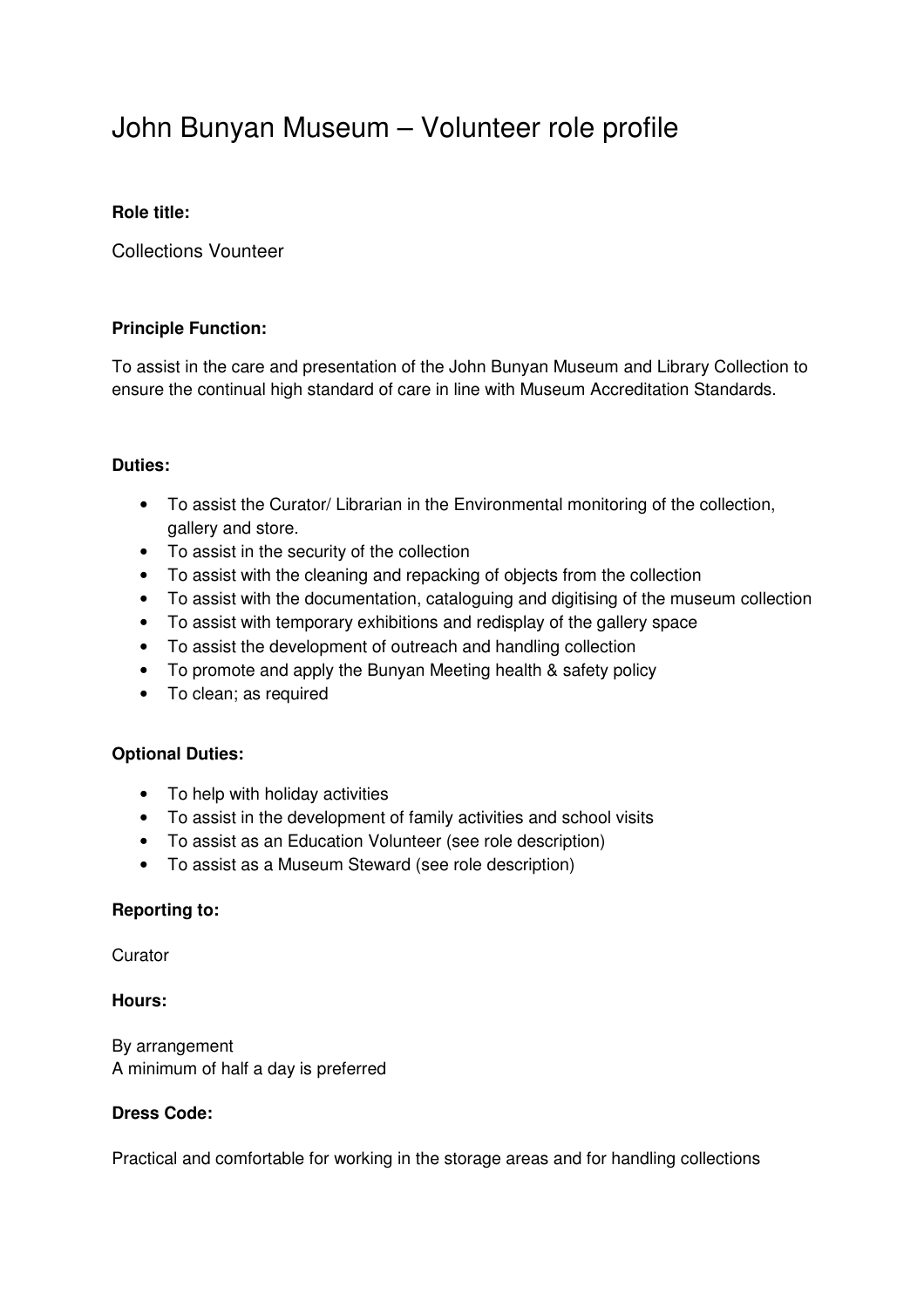# John Bunyan Museum – Volunteer role profile

**Role title:**

Collections Vounteer

**Principle Function:**

To assist in the care and presentation of the John Bunyan Museum and Library Collection to ensure the continual high standard of care in line with Museum Accreditation Standards.

**Duties:**

- To assist the Curator/ Librarian in the Environmental monitoring of the collection, gallery and store.
- To assist in the security of the collection
- To assist with the cleaning and repacking of objects from the collection
- To assist with the documentation, cataloguing and digitising of the museum collection
- To assist with temporary exhibitions and redisplay of the gallery space
- To assist the development of outreach and handling collection
- To promote and apply the Bunyan Meeting health & safety policy
- To clean; as required

**Optional Duties:**

- To help with holiday activities
- To assist in the development of family activities and school visits
- To assist as an Education Volunteer (see role description)
- To assist as a Museum Steward (see role description)

**Reporting to:**

Curator

**Hours:**

By arrangement
A minimum of half a day is preferred

**Dress Code:**

Practical and comfortable for working in the storage areas and for handling collections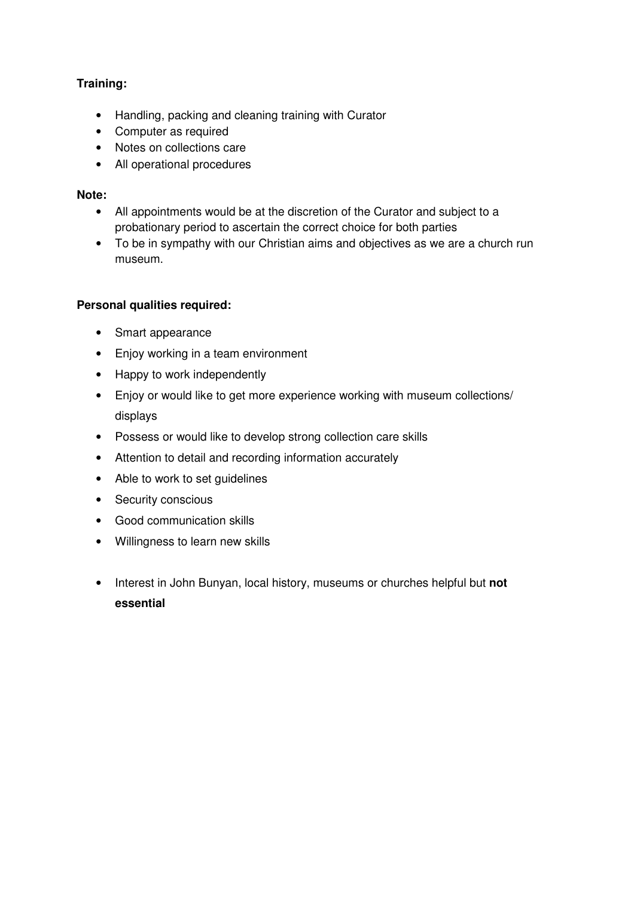**Training:**

- Handling, packing and cleaning training with Curator
- Computer as required
- Notes on collections care
- All operational procedures

**Note:**

- All appointments would be at the discretion of the Curator and subject to a probationary period to ascertain the correct choice for both parties
- To be in sympathy with our Christian aims and objectives as we are a church run museum.

**Personal qualities required:**

- Smart appearance
- Enjoy working in a team environment
- Happy to work independently
- Enjoy or would like to get more experience working with museum collections/ displays
- Possess or would like to develop strong collection care skills
- Attention to detail and recording information accurately
- Able to work to set guidelines
- Security conscious
- Good communication skills
- Willingness to learn new skills

- Interest in John Bunyan, local history, museums or churches helpful but **not essential**